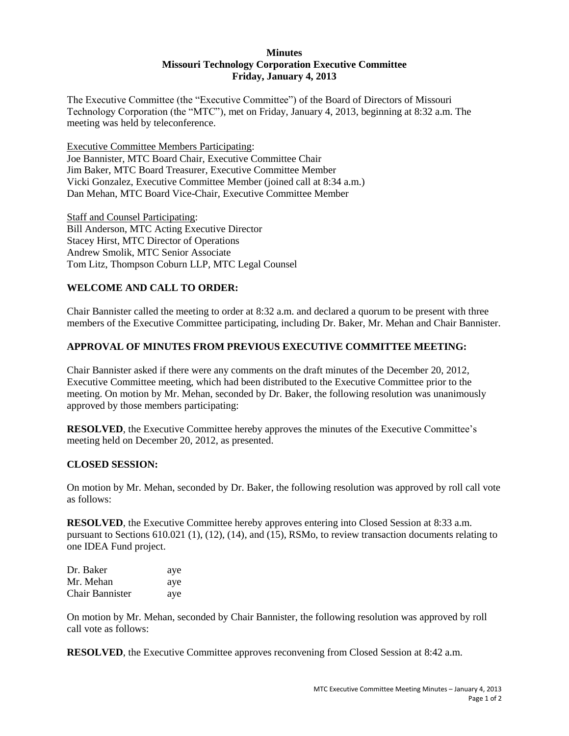# Minutes
## Missouri Technology Corporation Executive Committee
### Friday, January 4, 2013

The Executive Committee (the "Executive Committee") of the Board of Directors of Missouri Technology Corporation (the "MTC"), met on Friday, January 4, 2013, beginning at 8:32 a.m. The meeting was held by teleconference.

Executive Committee Members Participating:
Joe Bannister, MTC Board Chair, Executive Committee Chair
Jim Baker, MTC Board Treasurer, Executive Committee Member
Vicki Gonzalez, Executive Committee Member (joined call at 8:34 a.m.)
Dan Mehan, MTC Board Vice-Chair, Executive Committee Member

Staff and Counsel Participating:
Bill Anderson, MTC Acting Executive Director
Stacey Hirst, MTC Director of Operations
Andrew Smolik, MTC Senior Associate
Tom Litz, Thompson Coburn LLP, MTC Legal Counsel

**WELCOME AND CALL TO ORDER:**

Chair Bannister called the meeting to order at 8:32 a.m. and declared a quorum to be present with three members of the Executive Committee participating, including Dr. Baker, Mr. Mehan and Chair Bannister.

**APPROVAL OF MINUTES FROM PREVIOUS EXECUTIVE COMMITTEE MEETING:**

Chair Bannister asked if there were any comments on the draft minutes of the December 20, 2012, Executive Committee meeting, which had been distributed to the Executive Committee prior to the meeting. On motion by Mr. Mehan, seconded by Dr. Baker, the following resolution was unanimously approved by those members participating:

**RESOLVED**, the Executive Committee hereby approves the minutes of the Executive Committee's meeting held on December 20, 2012, as presented.

**CLOSED SESSION:**

On motion by Mr. Mehan, seconded by Dr. Baker, the following resolution was approved by roll call vote as follows:

**RESOLVED**, the Executive Committee hereby approves entering into Closed Session at 8:33 a.m. pursuant to Sections 610.021 (1), (12), (14), and (15), RSMo, to review transaction documents relating to one IDEA Fund project.

| | |
|---|---|
| Dr. Baker | aye |
| Mr. Mehan | aye |
| Chair Bannister | aye |

On motion by Mr. Mehan, seconded by Chair Bannister, the following resolution was approved by roll call vote as follows:

**RESOLVED**, the Executive Committee approves reconvening from Closed Session at 8:42 a.m.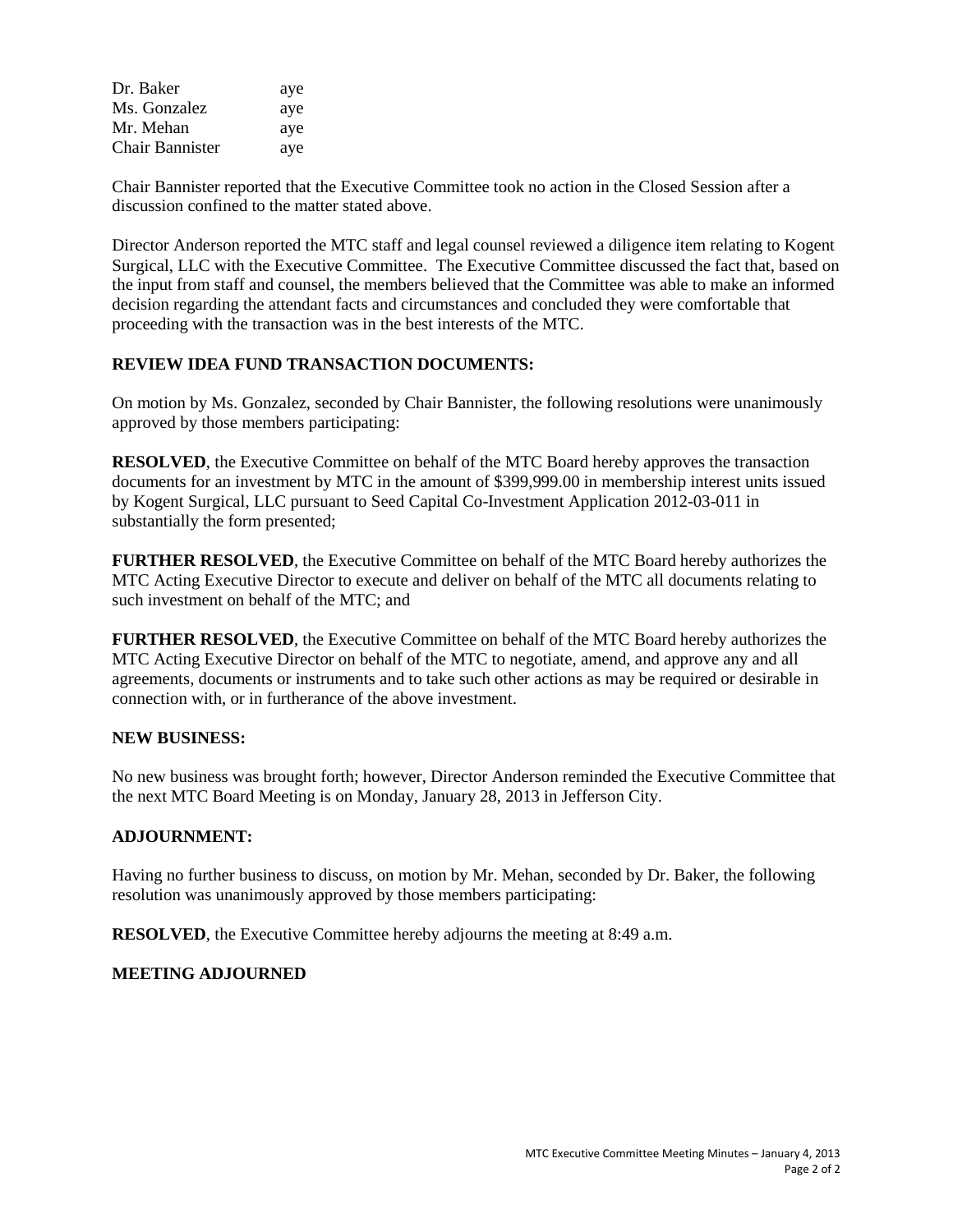| | |
|---|---|
| Dr. Baker | aye |
| Ms. Gonzalez | aye |
| Mr. Mehan | aye |
| Chair Bannister | aye |

Chair Bannister reported that the Executive Committee took no action in the Closed Session after a discussion confined to the matter stated above.

Director Anderson reported the MTC staff and legal counsel reviewed a diligence item relating to Kogent Surgical, LLC with the Executive Committee. The Executive Committee discussed the fact that, based on the input from staff and counsel, the members believed that the Committee was able to make an informed decision regarding the attendant facts and circumstances and concluded they were comfortable that proceeding with the transaction was in the best interests of the MTC.

**REVIEW IDEA FUND TRANSACTION DOCUMENTS:**

On motion by Ms. Gonzalez, seconded by Chair Bannister, the following resolutions were unanimously approved by those members participating:

**RESOLVED**, the Executive Committee on behalf of the MTC Board hereby approves the transaction documents for an investment by MTC in the amount of $399,999.00 in membership interest units issued by Kogent Surgical, LLC pursuant to Seed Capital Co-Investment Application 2012-03-011 in substantially the form presented;

**FURTHER RESOLVED**, the Executive Committee on behalf of the MTC Board hereby authorizes the MTC Acting Executive Director to execute and deliver on behalf of the MTC all documents relating to such investment on behalf of the MTC; and

**FURTHER RESOLVED**, the Executive Committee on behalf of the MTC Board hereby authorizes the MTC Acting Executive Director on behalf of the MTC to negotiate, amend, and approve any and all agreements, documents or instruments and to take such other actions as may be required or desirable in connection with, or in furtherance of the above investment.

**NEW BUSINESS:**

No new business was brought forth; however, Director Anderson reminded the Executive Committee that the next MTC Board Meeting is on Monday, January 28, 2013 in Jefferson City.

**ADJOURNMENT:**

Having no further business to discuss, on motion by Mr. Mehan, seconded by Dr. Baker, the following resolution was unanimously approved by those members participating:

**RESOLVED**, the Executive Committee hereby adjourns the meeting at 8:49 a.m.

**MEETING ADJOURNED**